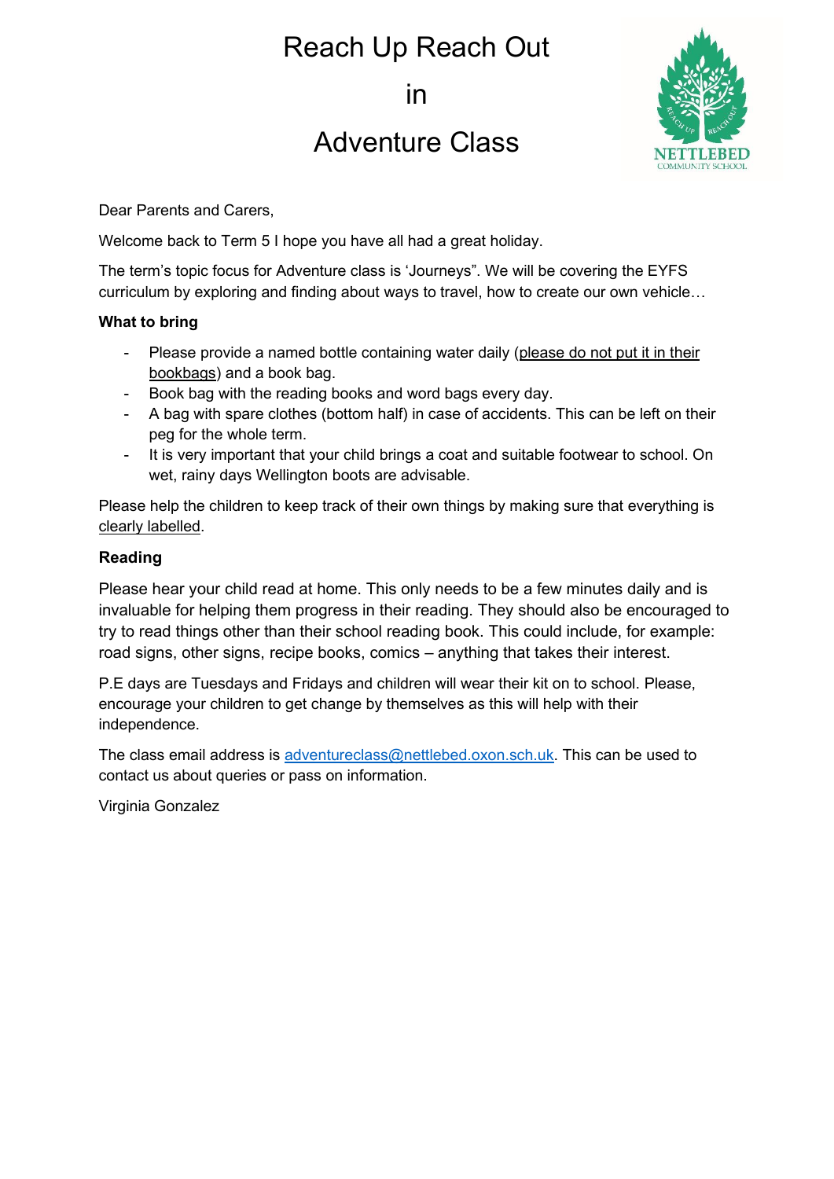# Reach Up Reach Out

# in

# Adventure Class

Dear Parents and Carers,

Welcome back to Term 5 I hope you have all had a great holiday.

The term's topic focus for Adventure class is 'Journeys". We will be covering the EYFS curriculum by exploring and finding about ways to travel, how to create our own vehicle…

**What to bring**

- Please provide a named bottle containing water daily (please do not put it in their bookbags) and a book bag.
- Book bag with the reading books and word bags every day.
- A bag with spare clothes (bottom half) in case of accidents. This can be left on their peg for the whole term.
- It is very important that your child brings a coat and suitable footwear to school. On wet, rainy days Wellington boots are advisable.

Please help the children to keep track of their own things by making sure that everything is clearly labelled.

**Reading**

Please hear your child read at home. This only needs to be a few minutes daily and is invaluable for helping them progress in their reading. They should also be encouraged to try to read things other than their school reading book. This could include, for example: road signs, other signs, recipe books, comics – anything that takes their interest.

P.E days are Tuesdays and Fridays and children will wear their kit on to school. Please, encourage your children to get change by themselves as this will help with their independence.

The class email address is adventureclass@nettlebed.oxon.sch.uk. This can be used to contact us about queries or pass on information.

Virginia Gonzalez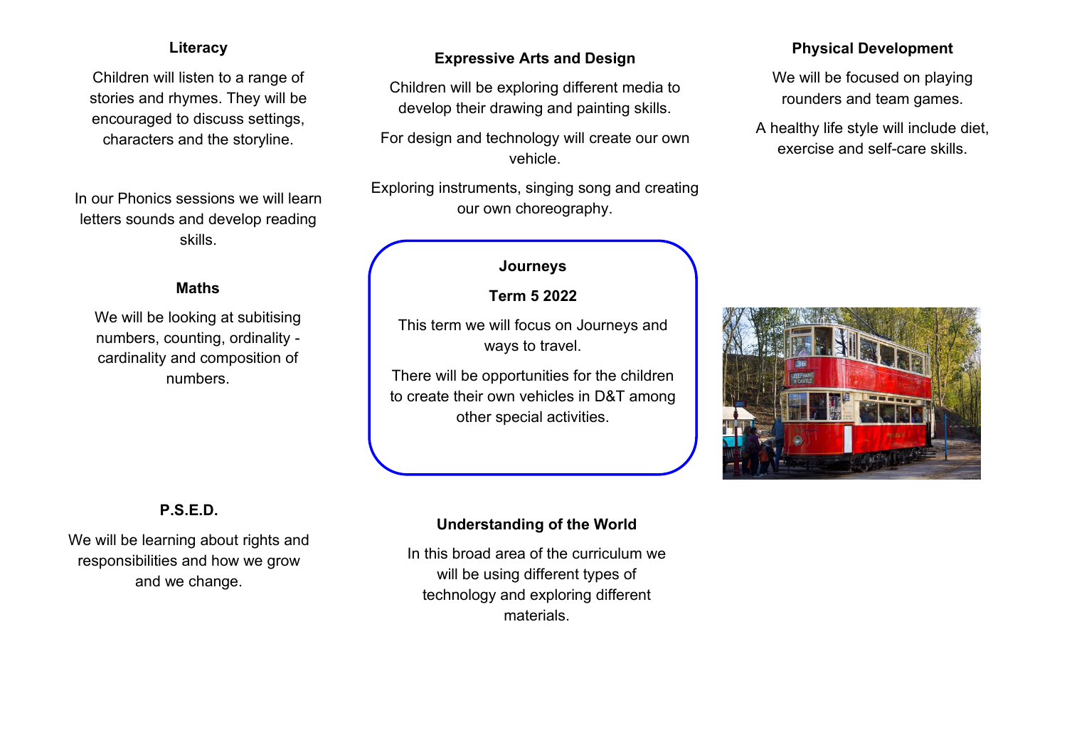### Literacy

Children will listen to a range of stories and rhymes. They will be encouraged to discuss settings, characters and the storyline.

In our Phonics sessions we will learn letters sounds and develop reading skills.

### Maths

We will be looking at subitising numbers, counting, ordinality - cardinality and composition of numbers.

### P.S.E.D.

We will be learning about rights and responsibilities and how we grow and we change.

### Expressive Arts and Design

Children will be exploring different media to develop their drawing and painting skills.

For design and technology will create our own vehicle.

Exploring instruments, singing song and creating our own choreography.

### Journeys

### Term 5 2022

This term we will focus on Journeys and ways to travel.

There will be opportunities for the children to create their own vehicles in D&T among other special activities.

### Understanding of the World

In this broad area of the curriculum we will be using different types of technology and exploring different materials.

### Physical Development

We will be focused on playing rounders and team games.

A healthy life style will include diet, exercise and self-care skills.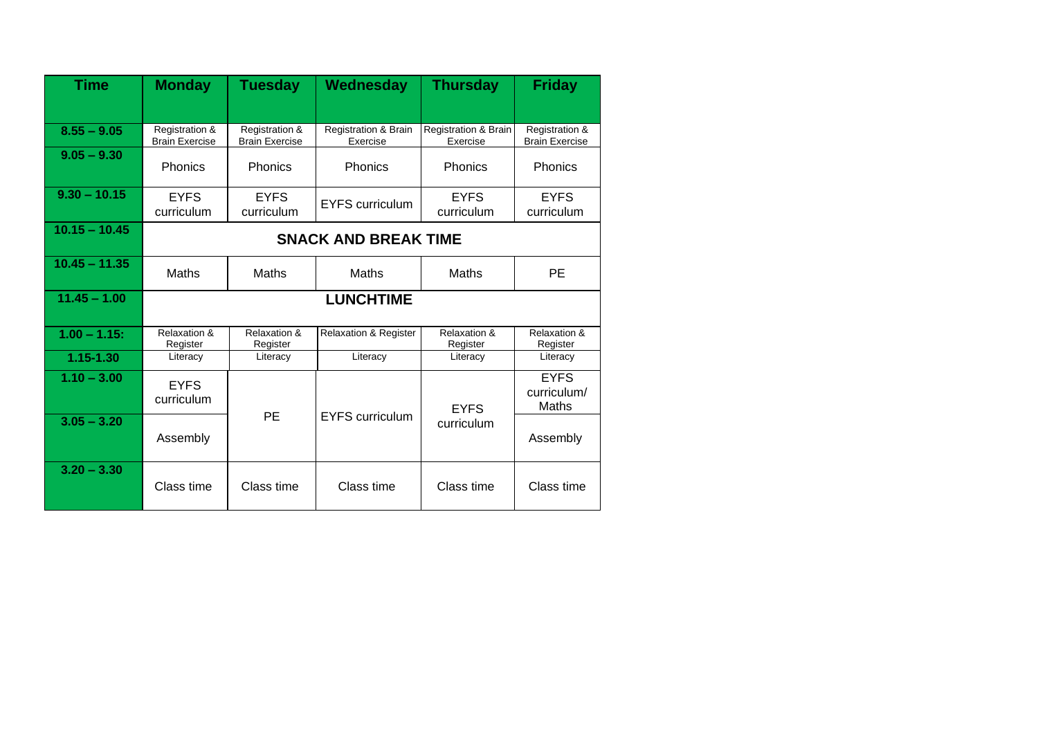| Time | Monday | Tuesday | Wednesday | Thursday | Friday |
|---|---|---|---|---|---|
| 8.55 – 9.05 | Registration & Brain Exercise | Registration & Brain Exercise | Registration & Brain Exercise | Registration & Brain Exercise | Registration & Brain Exercise |
| 9.05 – 9.30 | Phonics | Phonics | Phonics | Phonics | Phonics |
| 9.30 – 10.15 | EYFS curriculum | EYFS curriculum | EYFS curriculum | EYFS curriculum | EYFS curriculum |
| 10.15 – 10.45 | **SNACK AND BREAK TIME** | | | | |
| 10.45 – 11.35 | Maths | Maths | Maths | Maths | PE |
| 11.45 – 1.00 | **LUNCHTIME** | | | | |
| 1.00 – 1.15: | Relaxation & Register | Relaxation & Register | Relaxation & Register | Relaxation & Register | Relaxation & Register |
| 1.15-1.30 | Literacy | Literacy | Literacy | Literacy | Literacy |
| 1.10 – 3.00 | EYFS curriculum | PE | EYFS curriculum | EYFS curriculum | EYFS curriculum/ Maths |
| 3.05 – 3.20 | Assembly | | | | Assembly |
| 3.20 – 3.30 | Class time | Class time | Class time | Class time | Class time |